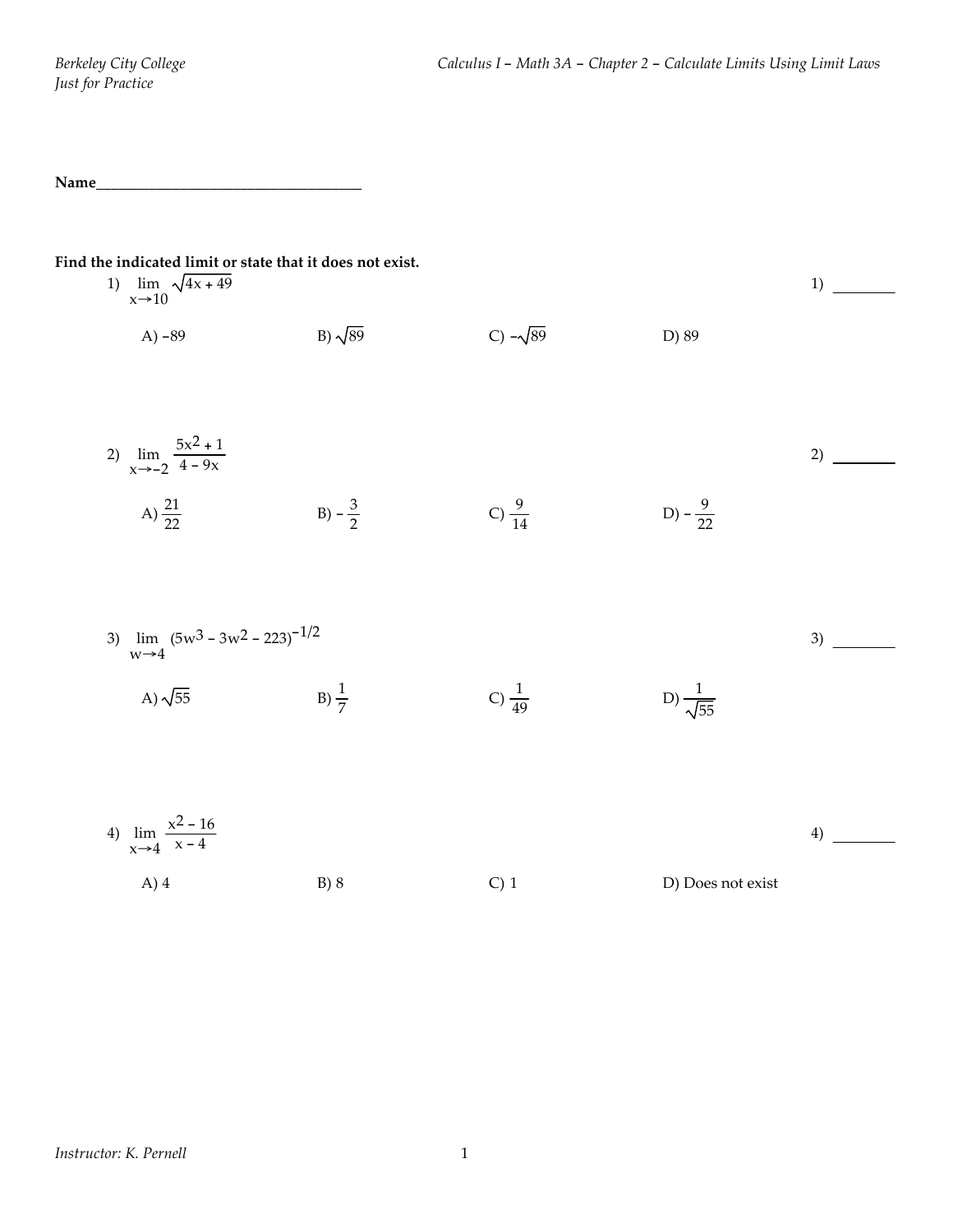Name___________________________________

**Find the indicated limit or state that it does not exist.**

1) $\lim_{x \to 10} \sqrt{4x + 49}$ 1) ________

A) $-89$ B) $\sqrt{89}$ C) $-\sqrt{89}$ D) 89

2) $\lim_{x \to -2} \dfrac{5x^2 + 1}{4 - 9x}$ 2) ________

A) $\dfrac{21}{22}$ B) $-\dfrac{3}{2}$ C) $\dfrac{9}{14}$ D) $-\dfrac{9}{22}$

3) $\lim_{w \to 4} (5w^3 - 3w^2 - 223)^{-1/2}$ 3) ________

A) $\sqrt{55}$ B) $\dfrac{1}{7}$ C) $\dfrac{1}{49}$ D) $\dfrac{1}{\sqrt{55}}$

4) $\lim_{x \to 4} \dfrac{x^2 - 16}{x - 4}$ 4) ________

A) 4 B) 8 C) 1 D) Does not exist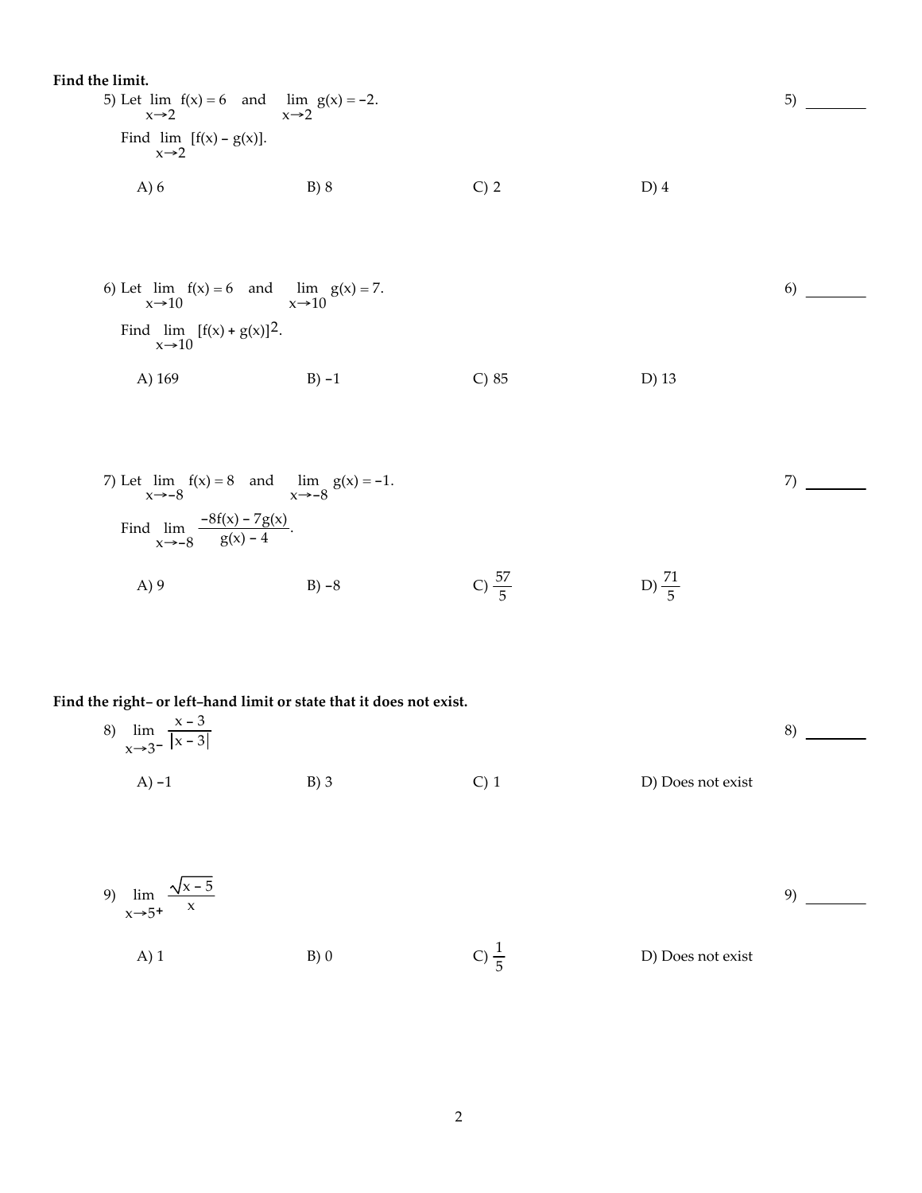**Find the limit.**

5) Let $\lim\limits_{x \to 2} f(x) = 6$ and $\lim\limits_{x \to 2} g(x) = -2$. 5) ________

Find $\lim\limits_{x \to 2} [f(x) - g(x)]$.

A) 6 B) 8 C) 2 D) 4

6) Let $\lim\limits_{x \to 10} f(x) = 6$ and $\lim\limits_{x \to 10} g(x) = 7$. 6) ________

Find $\lim\limits_{x \to 10} [f(x) + g(x)]^2$.

A) 169 B) $-1$ C) 85 D) 13

7) Let $\lim\limits_{x \to -8} f(x) = 8$ and $\lim\limits_{x \to -8} g(x) = -1$. 7) ________

Find $\lim\limits_{x \to -8} \dfrac{-8f(x) - 7g(x)}{g(x) - 4}$.

A) 9 B) $-8$ C) $\dfrac{57}{5}$ D) $\dfrac{71}{5}$

**Find the right– or left–hand limit or state that it does not exist.**

8) $\lim\limits_{x \to 3^-} \dfrac{x - 3}{|x - 3|}$ 8) ________

A) $-1$ B) 3 C) 1 D) Does not exist

9) $\lim\limits_{x \to 5^+} \dfrac{\sqrt{x - 5}}{x}$ 9) ________

A) 1 B) 0 C) $\dfrac{1}{5}$ D) Does not exist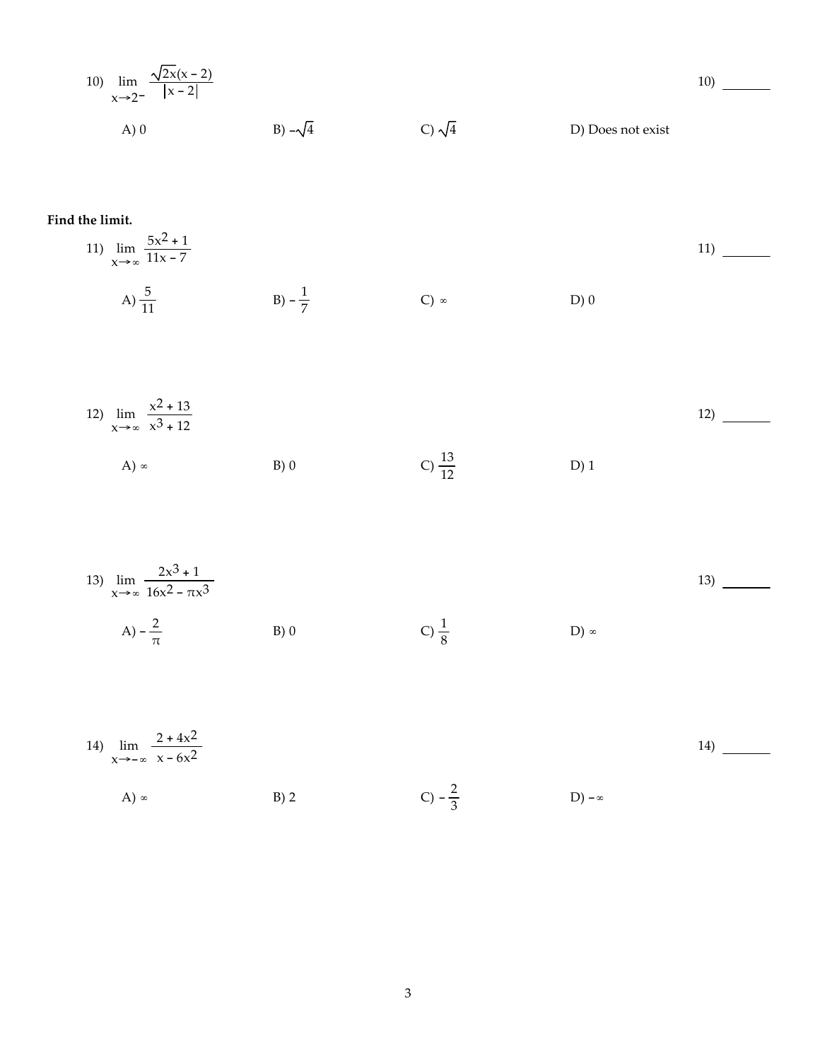10) $\lim\limits_{x \to 2^-} \dfrac{\sqrt{2x}(x - 2)}{|x - 2|}$ 10) ________

A) 0 B) $-\sqrt{4}$ C) $\sqrt{4}$ D) Does not exist

**Find the limit.**

11) $\lim\limits_{x \to \infty} \dfrac{5x^2 + 1}{11x - 7}$ 11) ________

A) $\dfrac{5}{11}$ B) $-\dfrac{1}{7}$ C) $\infty$ D) 0

12) $\lim\limits_{x \to \infty} \dfrac{x^2 + 13}{x^3 + 12}$ 12) ________

A) $\infty$ B) 0 C) $\dfrac{13}{12}$ D) 1

13) $\lim\limits_{x \to \infty} \dfrac{2x^3 + 1}{16x^2 - \pi x^3}$ 13) ________

A) $-\dfrac{2}{\pi}$ B) 0 C) $\dfrac{1}{8}$ D) $\infty$

14) $\lim\limits_{x \to -\infty} \dfrac{2 + 4x^2}{x - 6x^2}$ 14) ________

A) $\infty$ B) 2 C) $-\dfrac{2}{3}$ D) $-\infty$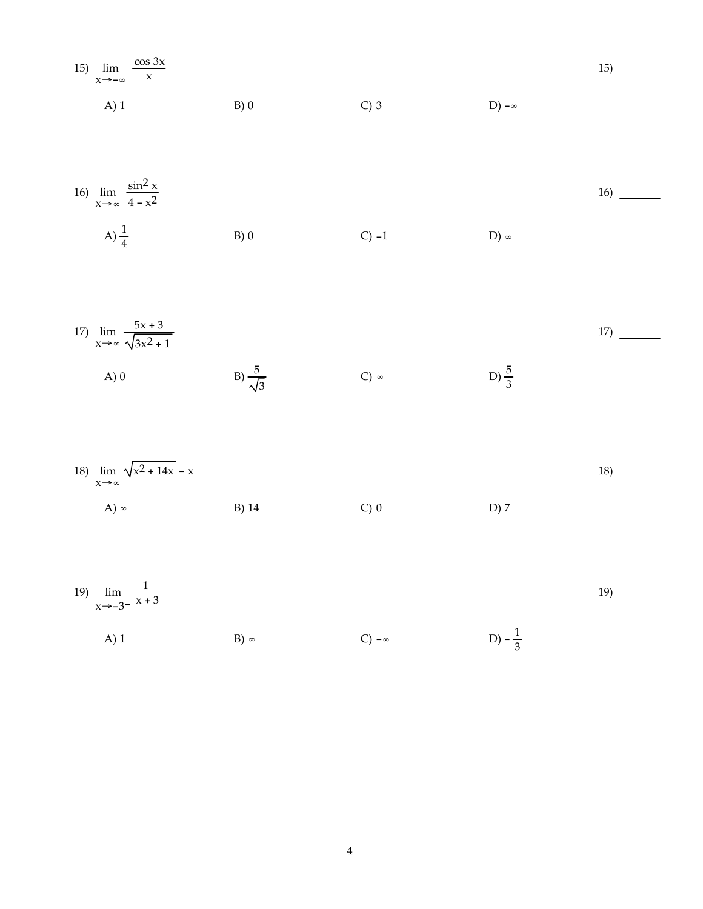15) $\lim\limits_{x \to -\infty} \dfrac{\cos 3x}{x}$ 15) ________

A) 1 B) 0 C) 3 D) $-\infty$

16) $\lim\limits_{x \to \infty} \dfrac{\sin^2 x}{4 - x^2}$ 16) ________

A) $\dfrac{1}{4}$ B) 0 C) $-1$ D) $\infty$

17) $\lim\limits_{x \to \infty} \dfrac{5x + 3}{\sqrt{3x^2 + 1}}$ 17) ________

A) 0 B) $\dfrac{5}{\sqrt{3}}$ C) $\infty$ D) $\dfrac{5}{3}$

18) $\lim\limits_{x \to \infty} \sqrt{x^2 + 14x} - x$ 18) ________

A) $\infty$ B) 14 C) 0 D) 7

19) $\lim\limits_{x \to -3^-} \dfrac{1}{x + 3}$ 19) ________

A) 1 B) $\infty$ C) $-\infty$ D) $-\dfrac{1}{3}$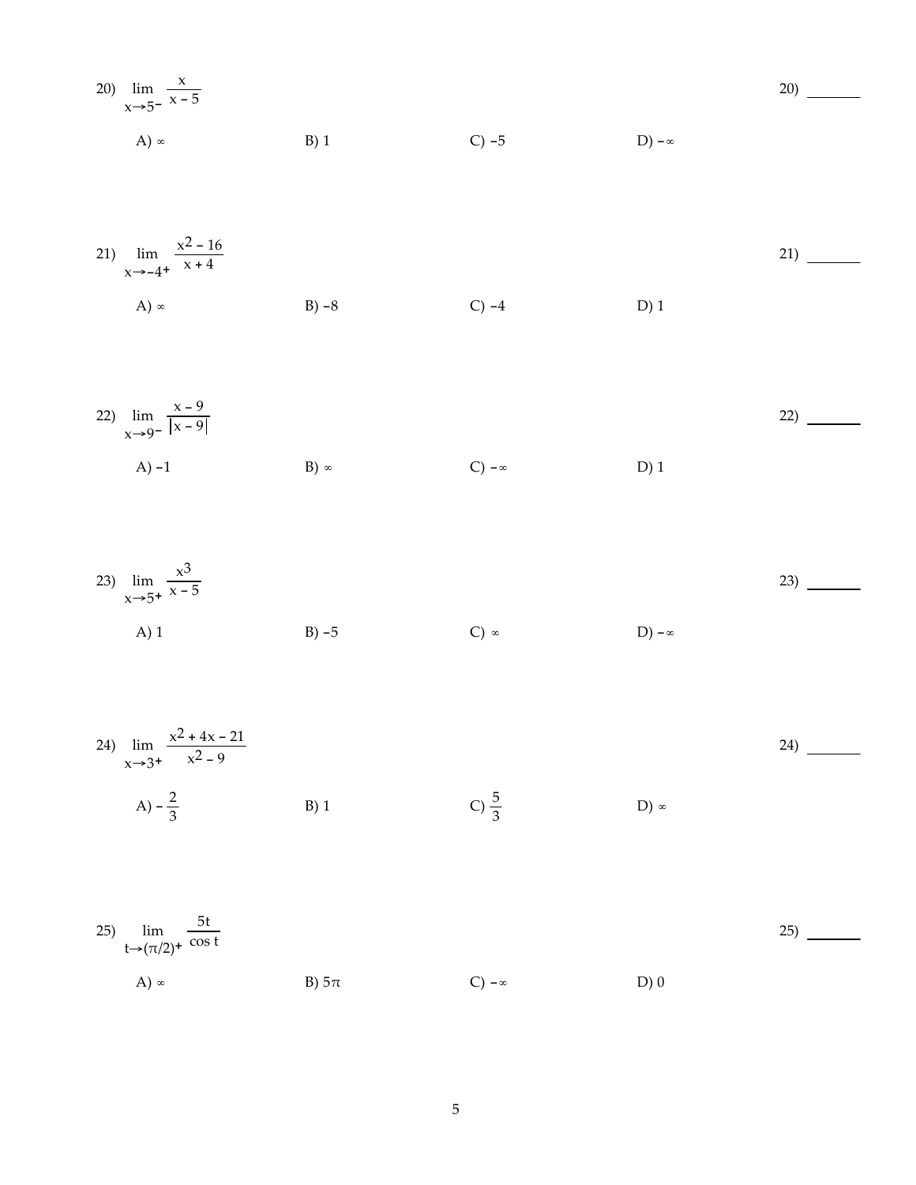20) $\lim_{x \to 5^-} \frac{x}{x - 5}$ 20) ________

A) $\infty$ B) 1 C) $-5$ D) $-\infty$

21) $\lim_{x \to -4^+} \frac{x^2 - 16}{x + 4}$ 21) ________

A) $\infty$ B) $-8$ C) $-4$ D) 1

22) $\lim_{x \to 9^-} \frac{x - 9}{|x - 9|}$ 22) ________

A) $-1$ B) $\infty$ C) $-\infty$ D) 1

23) $\lim_{x \to 5^+} \frac{x^3}{x - 5}$ 23) ________

A) 1 B) $-5$ C) $\infty$ D) $-\infty$

24) $\lim_{x \to 3^+} \frac{x^2 + 4x - 21}{x^2 - 9}$ 24) ________

A) $-\frac{2}{3}$ B) 1 C) $\frac{5}{3}$ D) $\infty$

25) $\lim_{t \to (\pi/2)^+} \frac{5t}{\cos t}$ 25) ________

A) $\infty$ B) $5\pi$ C) $-\infty$ D) 0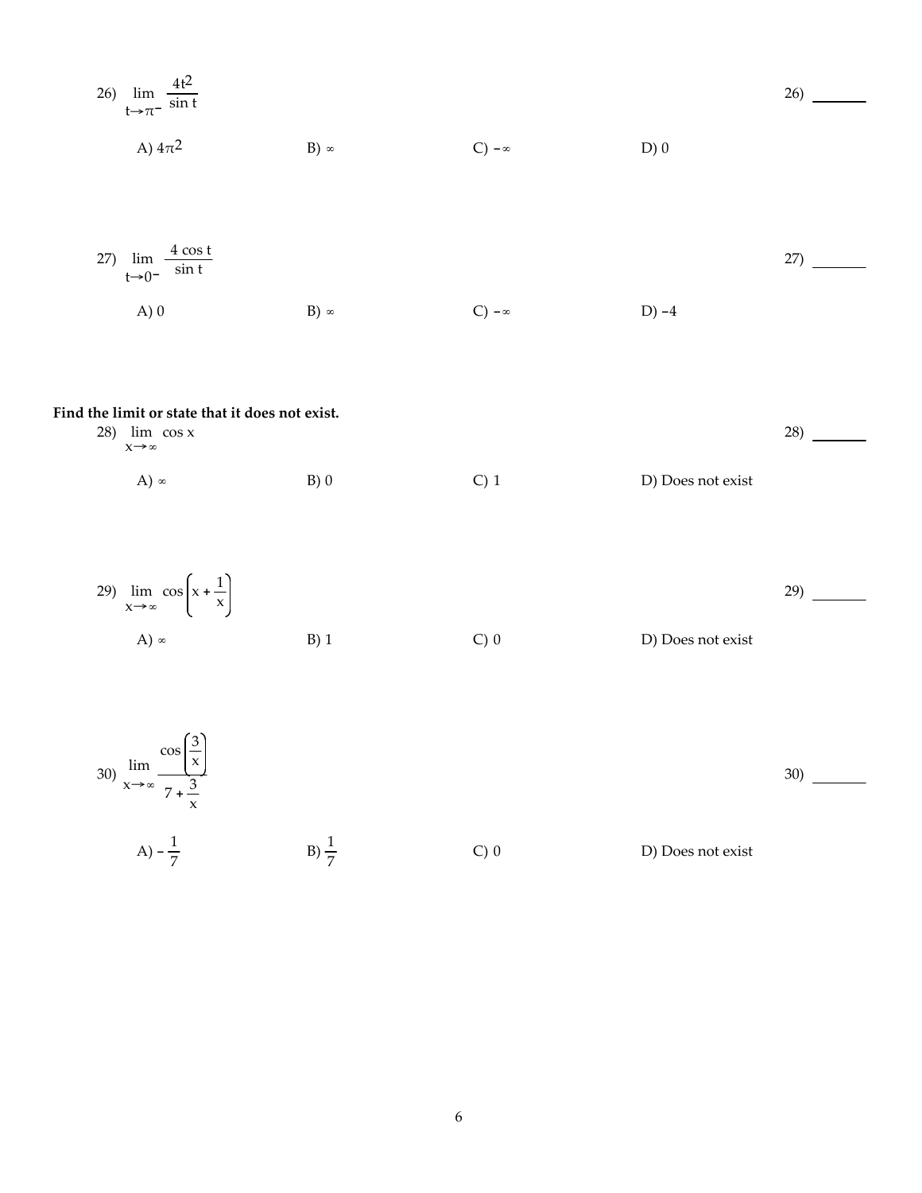26) $\lim_{t \to \pi^-} \frac{4t^2}{\sin t}$ 26) ________

A) $4\pi^2$ B) $\infty$ C) $-\infty$ D) 0

27) $\lim_{t \to 0^-} \frac{4 \cos t}{\sin t}$ 27) ________

A) 0 B) $\infty$ C) $-\infty$ D) $-4$

**Find the limit or state that it does not exist.**

28) $\lim_{x \to \infty} \cos x$ 28) ________

A) $\infty$ B) 0 C) 1 D) Does not exist

29) $\lim_{x \to \infty} \cos\left(x + \frac{1}{x}\right)$ 29) ________

A) $\infty$ B) 1 C) 0 D) Does not exist

30) $\lim_{x \to \infty} \frac{\cos\left(\frac{3}{x}\right)}{7 + \frac{3}{x}}$ 30) ________

A) $-\frac{1}{7}$ B) $\frac{1}{7}$ C) 0 D) Does not exist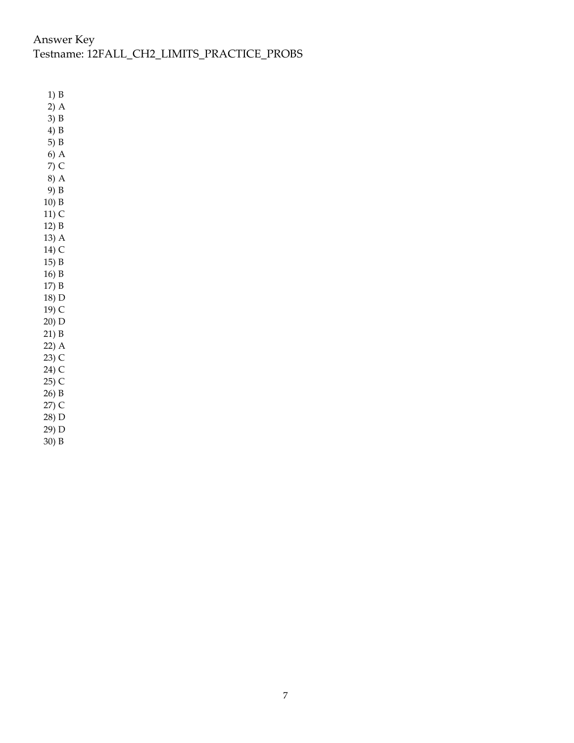Answer Key
Testname: 12FALL_CH2_LIMITS_PRACTICE_PROBS

1) B
2) A
3) B
4) B
5) B
6) A
7) C
8) A
9) B
10) B
11) C
12) B
13) A
14) C
15) B
16) B
17) B
18) D
19) C
20) D
21) B
22) A
23) C
24) C
25) C
26) B
27) C
28) D
29) D
30) B